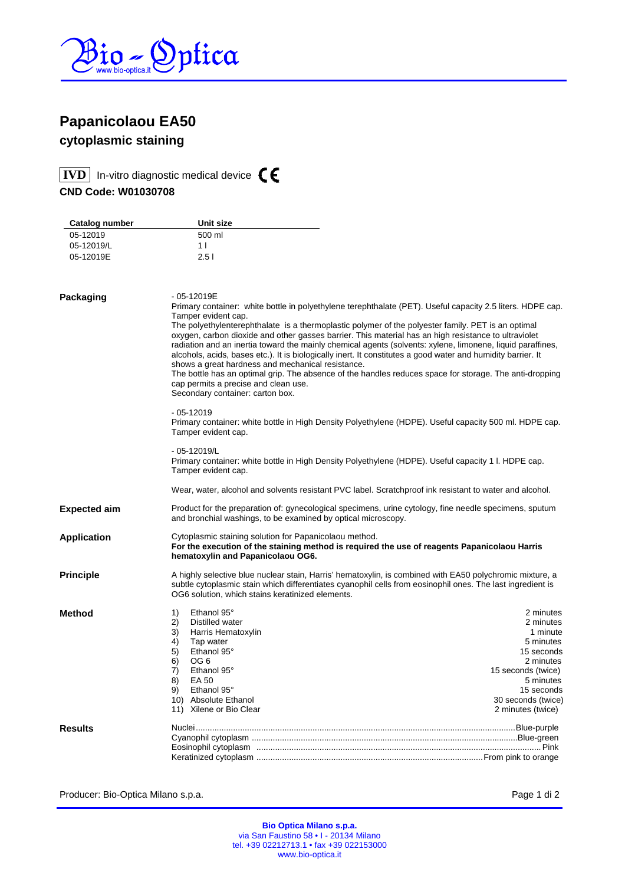# Papanicolaou EA50

## cytoplasmic staining

**IVD** In-vitro diagnostic medical device CE

**CND Code: W01030708**

| Catalog number | Unit size |
|---|---|
| 05-12019 | 500 ml |
| 05-12019/L | 1 l |
| 05-12019E | 2.5 l |

**Packaging**

- 05-12019E
Primary container: white bottle in polyethylene terephthalate (PET). Useful capacity 2.5 liters. HDPE cap. Tamper evident cap.
The polyethyleneterephthalate is a thermoplastic polymer of the polyester family. PET is an optimal oxygen, carbon dioxide and other gasses barrier. This material has an high resistance to ultraviolet radiation and an inertia toward the mainly chemical agents (solvents: xylene, limonene, liquid paraffines, alcohols, acids, bases etc.). It is biologically inert. It constitutes a good water and humidity barrier. It shows a great hardness and mechanical resistance.
The bottle has an optimal grip. The absence of the handles reduces space for storage. The anti-dropping cap permits a precise and clean use.
Secondary container: carton box.

- 05-12019
Primary container: white bottle in High Density Polyethylene (HDPE). Useful capacity 500 ml. HDPE cap. Tamper evident cap.

- 05-12019/L
Primary container: white bottle in High Density Polyethylene (HDPE). Useful capacity 1 l. HDPE cap. Tamper evident cap.

Wear, water, alcohol and solvents resistant PVC label. Scratchproof ink resistant to water and alcohol.

**Expected aim**

Product for the preparation of: gynecological specimens, urine cytology, fine needle specimens, sputum and bronchial washings, to be examined by optical microscopy.

**Application**

Cytoplasmic staining solution for Papanicolaou method.
**For the execution of the staining method is required the use of reagents Papanicolaou Harris hematoxylin and Papanicolaou OG6.**

**Principle**

A highly selective blue nuclear stain, Harris' hematoxylin, is combined with EA50 polychromic mixture, a subtle cytoplasmic stain which differentiates cyanophil cells from eosinophil ones. The last ingredient is OG6 solution, which stains keratinized elements.

**Method**

| Step | Reagent | Time |
|---|---|---|
| 1) | Ethanol 95° | 2 minutes |
| 2) | Distilled water | 2 minutes |
| 3) | Harris Hematoxylin | 1 minute |
| 4) | Tap water | 5 minutes |
| 5) | Ethanol 95° | 15 seconds |
| 6) | OG 6 | 2 minutes |
| 7) | Ethanol 95° | 15 seconds (twice) |
| 8) | EA 50 | 5 minutes |
| 9) | Ethanol 95° | 15 seconds |
| 10) | Absolute Ethanol | 30 seconds (twice) |
| 11) | Xilene or Bio Clear | 2 minutes (twice) |

**Results**

| | |
|---|---|
| Nuclei | Blue-purple |
| Cyanophil cytoplasm | Blue-green |
| Eosinophil cytoplasm | Pink |
| Keratinized cytoplasm | From pink to orange |

Producer: Bio-Optica Milano s.p.a.

**Bio Optica Milano s.p.a.**
via San Faustino 58 • I - 20134 Milano
tel. +39 02212713.1 • fax +39 022153000
www.bio-optica.it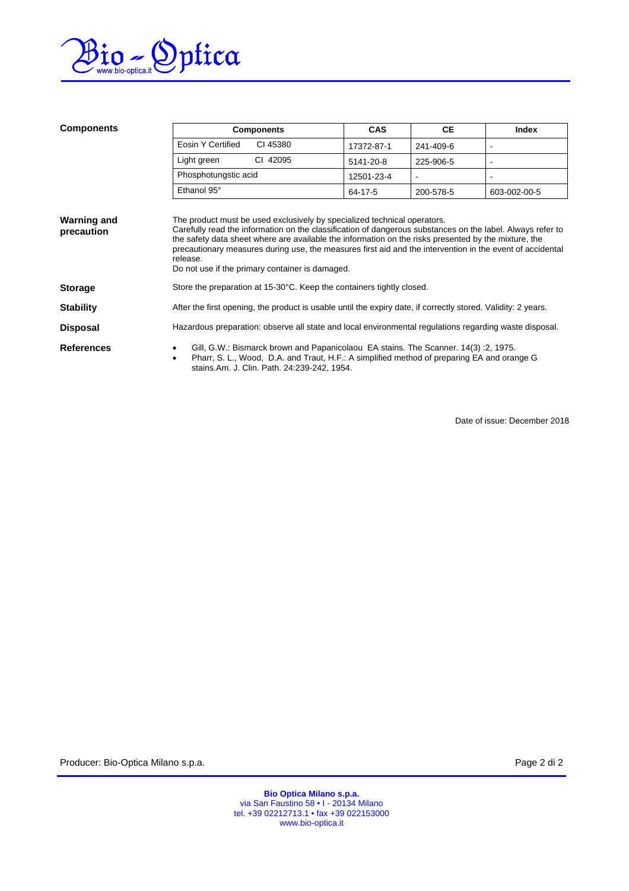**Components**

| Components | CAS | CE | Index |
|---|---|---|---|
| Eosin Y Certified CI 45380 | 17372-87-1 | 241-409-6 | - |
| Light green CI 42095 | 5141-20-8 | 225-906-5 | - |
| Phosphotungstic acid | 12501-23-4 | - | - |
| Ethanol 95° | 64-17-5 | 200-578-5 | 603-002-00-5 |

**Warning and precaution**

The product must be used exclusively by specialized technical operators.
Carefully read the information on the classification of dangerous substances on the label. Always refer to the safety data sheet where are available the information on the risks presented by the mixture, the precautionary measures during use, the measures first aid and the intervention in the event of accidental release.
Do not use if the primary container is damaged.

**Storage**

Store the preparation at 15-30°C. Keep the containers tightly closed.

**Stability**

After the first opening, the product is usable until the expiry date, if correctly stored. Validity: 2 years.

**Disposal**

Hazardous preparation: observe all state and local environmental regulations regarding waste disposal.

**References**

- Gill, G.W.: Bismarck brown and Papanicolaou EA stains. The Scanner. 14(3) :2, 1975.
- Pharr, S. L., Wood, D.A. and Traut, H.F.: A simplified method of preparing EA and orange G stains.Am. J. Clin. Path. 24:239-242, 1954.

Date of issue: December 2018

Producer: Bio-Optica Milano s.p.a.

**Bio Optica Milano s.p.a.**
via San Faustino 58 • I - 20134 Milano
tel. +39 02212713.1 • fax +39 022153000
www.bio-optica.it